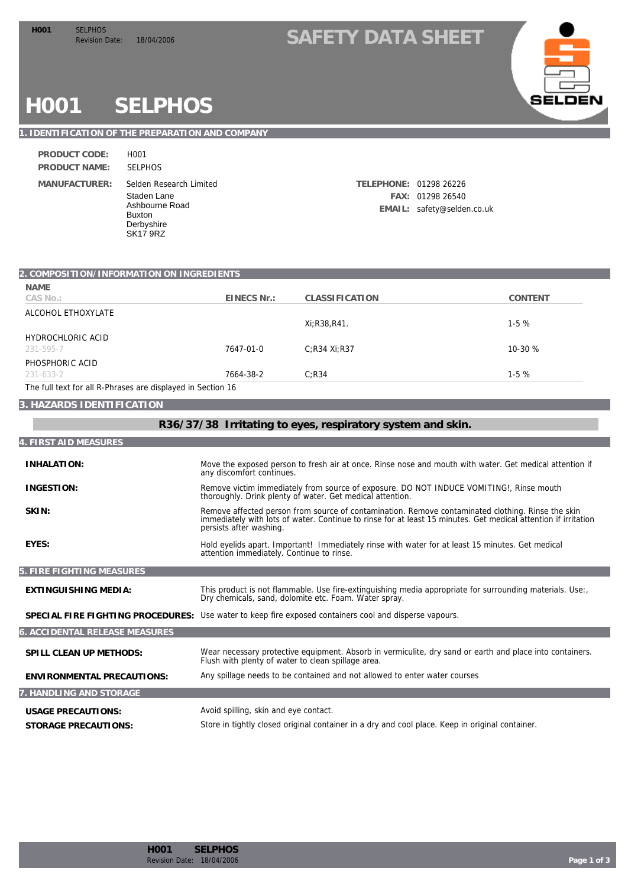# SAFETY DATA SHEET

# H001 SELPHOS

## 1. IDENTIFICATION OF THE PREPARATION AND COMPANY

**PRODUCT CODE:** H001

**PRODUCT NAME:** SELPHOS

**MANUFACTURER:** Selden Research Limited
Staden Lane
Ashbourne Road
Buxton
Derbyshire
SK17 9RZ

**TELEPHONE:** 01298 26226
**FAX:** 01298 26540
**EMAIL:** safety@selden.co.uk

## 2. COMPOSITION/INFORMATION ON INGREDIENTS

| NAME<br>CAS No.: | EINECS Nr.: | CLASSIFICATION | CONTENT |
|---|---|---|---|
| ALCOHOL ETHOXYLATE | | Xi;R38,R41. | 1-5 % |
| HYDROCHLORIC ACID<br>231-595-7 | 7647-01-0 | C;R34 Xi;R37 | 10-30 % |
| PHOSPHORIC ACID<br>231-633-2 | 7664-38-2 | C;R34 | 1-5 % |

The full text for all R-Phrases are displayed in Section 16

## 3. HAZARDS IDENTIFICATION

**R36/37/38 Irritating to eyes, respiratory system and skin.**

## 4. FIRST AID MEASURES

**INHALATION:** Move the exposed person to fresh air at once. Rinse nose and mouth with water. Get medical attention if any discomfort continues.

**INGESTION:** Remove victim immediately from source of exposure. DO NOT INDUCE VOMITING!, Rinse mouth thoroughly. Drink plenty of water. Get medical attention.

**SKIN:** Remove affected person from source of contamination. Remove contaminated clothing. Rinse the skin immediately with lots of water. Continue to rinse for at least 15 minutes. Get medical attention if irritation persists after washing.

**EYES:** Hold eyelids apart. Important! Immediately rinse with water for at least 15 minutes. Get medical attention immediately. Continue to rinse.

## 5. FIRE FIGHTING MEASURES

**EXTINGUISHING MEDIA:** This product is not flammable. Use fire-extinguishing media appropriate for surrounding materials. Use:, Dry chemicals, sand, dolomite etc. Foam. Water spray.

**SPECIAL FIRE FIGHTING PROCEDURES:** Use water to keep fire exposed containers cool and disperse vapours.

## 6. ACCIDENTAL RELEASE MEASURES

**SPILL CLEAN UP METHODS:** Wear necessary protective equipment. Absorb in vermiculite, dry sand or earth and place into containers. Flush with plenty of water to clean spillage area.

**ENVIRONMENTAL PRECAUTIONS:** Any spillage needs to be contained and not allowed to enter water courses

## 7. HANDLING AND STORAGE

**USAGE PRECAUTIONS:** Avoid spilling, skin and eye contact.

**STORAGE PRECAUTIONS:** Store in tightly closed original container in a dry and cool place. Keep in original container.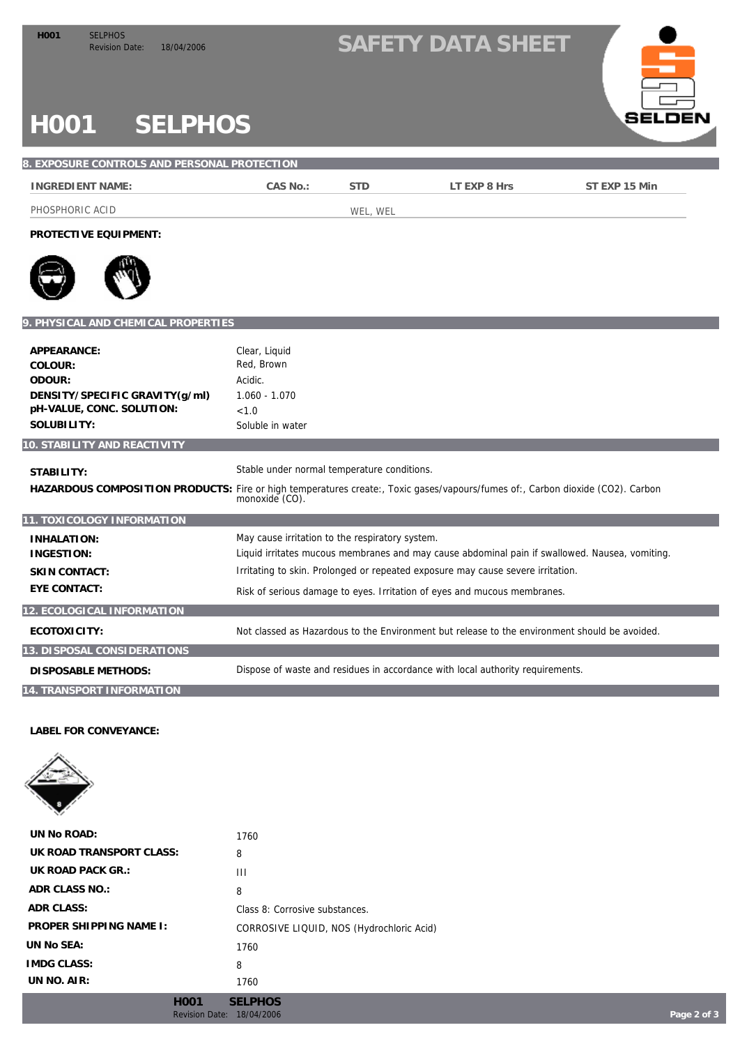# H001 SELPHOS

## 8. EXPOSURE CONTROLS AND PERSONAL PROTECTION

| INGREDIENT NAME: | CAS No.: | STD | LT EXP 8 Hrs | ST EXP 15 Min |
|---|---|---|---|---|
| PHOSPHORIC ACID | | WEL, WEL | | |

**PROTECTIVE EQUIPMENT:**

## 9. PHYSICAL AND CHEMICAL PROPERTIES

**APPEARANCE:** Clear, Liquid

**COLOUR:** Red, Brown

**ODOUR:** Acidic.

**DENSITY/SPECIFIC GRAVITY(g/ml)** 1.060 - 1.070

**pH-VALUE, CONC. SOLUTION:** <1.0

**SOLUBILITY:** Soluble in water

## 10. STABILITY AND REACTIVITY

**STABILITY:** Stable under normal temperature conditions.

**HAZARDOUS COMPOSITION PRODUCTS:** Fire or high temperatures create:, Toxic gases/vapours/fumes of:, Carbon dioxide ($CO_2$). Carbon monoxide (CO).

## 11. TOXICOLOGY INFORMATION

**INHALATION:** May cause irritation to the respiratory system.

**INGESTION:** Liquid irritates mucous membranes and may cause abdominal pain if swallowed. Nausea, vomiting.

**SKIN CONTACT:** Irritating to skin. Prolonged or repeated exposure may cause severe irritation.

**EYE CONTACT:** Risk of serious damage to eyes. Irritation of eyes and mucous membranes.

## 12. ECOLOGICAL INFORMATION

**ECOTOXICITY:** Not classed as Hazardous to the Environment but release to the environment should be avoided.

## 13. DISPOSAL CONSIDERATIONS

**DISPOSABLE METHODS:** Dispose of waste and residues in accordance with local authority requirements.

## 14. TRANSPORT INFORMATION

**LABEL FOR CONVEYANCE:**

**UN No ROAD:** 1760

**UK ROAD TRANSPORT CLASS:** 8

**UK ROAD PACK GR.:** III

**ADR CLASS NO.:** 8

**ADR CLASS:** Class 8: Corrosive substances.

**PROPER SHIPPING NAME I:** CORROSIVE LIQUID, NOS (Hydrochloric Acid)

**UN No SEA:** 1760

**IMDG CLASS:** 8

**UN NO. AIR:** 1760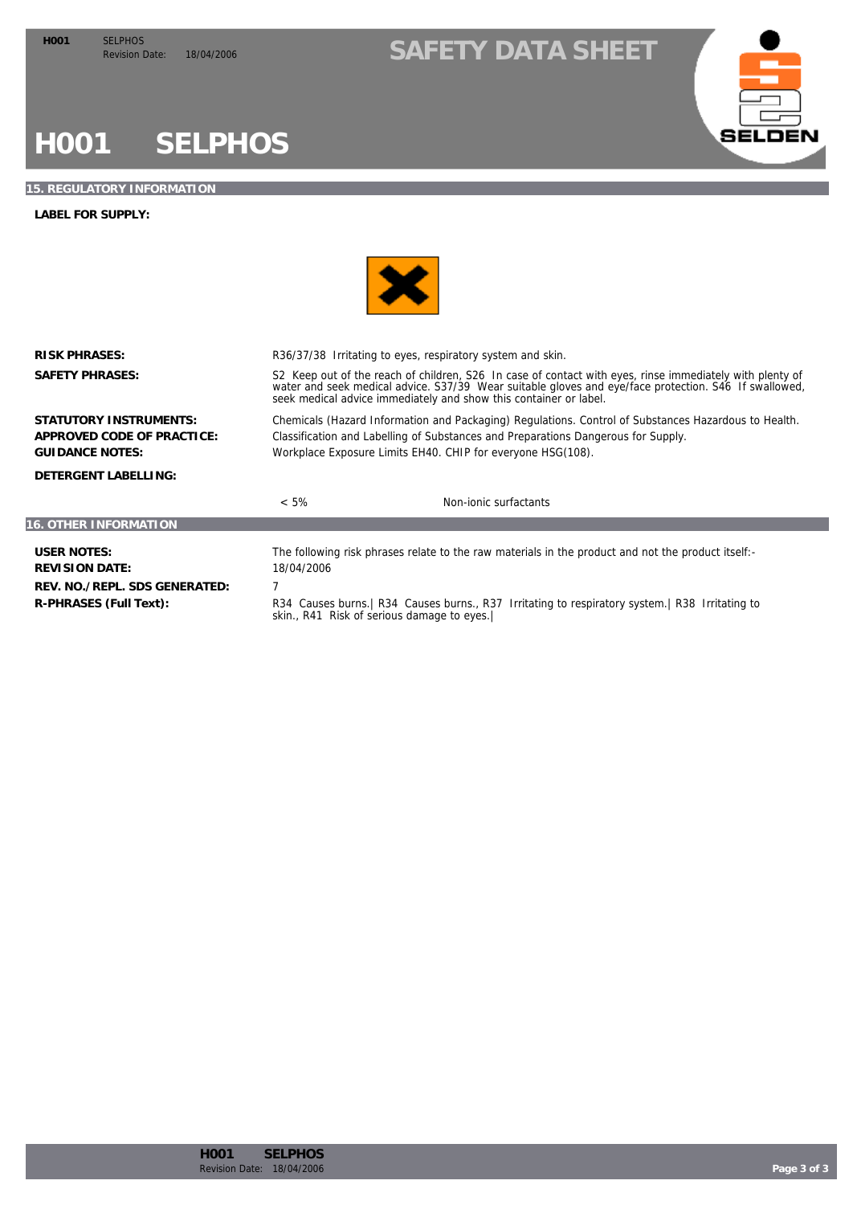# H001 SELPHOS

# SAFETY DATA SHEET

## 15. REGULATORY INFORMATION

**LABEL FOR SUPPLY:**

| | |
|---|---|
| **RISK PHRASES:** | R36/37/38 Irritating to eyes, respiratory system and skin. |
| **SAFETY PHRASES:** | S2 Keep out of the reach of children, S26 In case of contact with eyes, rinse immediately with plenty of water and seek medical advice. S37/39 Wear suitable gloves and eye/face protection. S46 If swallowed, seek medical advice immediately and show this container or label. |
| **STATUTORY INSTRUMENTS:** | Chemicals (Hazard Information and Packaging) Regulations. Control of Substances Hazardous to Health. |
| **APPROVED CODE OF PRACTICE:** | Classification and Labelling of Substances and Preparations Dangerous for Supply. |
| **GUIDANCE NOTES:** | Workplace Exposure Limits EH40. CHIP for everyone HSG(108). |

**DETERGENT LABELLING:**

| | |
|---|---|
| < 5% | Non-ionic surfactants |

## 16. OTHER INFORMATION

| | |
|---|---|
| **USER NOTES:** | The following risk phrases relate to the raw materials in the product and not the product itself:- |
| **REVISION DATE:** | 18/04/2006 |
| **REV. NO./REPL. SDS GENERATED:** | 7 |
| **R-PHRASES (Full Text):** | R34 Causes burns.\| R34 Causes burns., R37 Irritating to respiratory system.\| R38 Irritating to skin., R41 Risk of serious damage to eyes.\| |